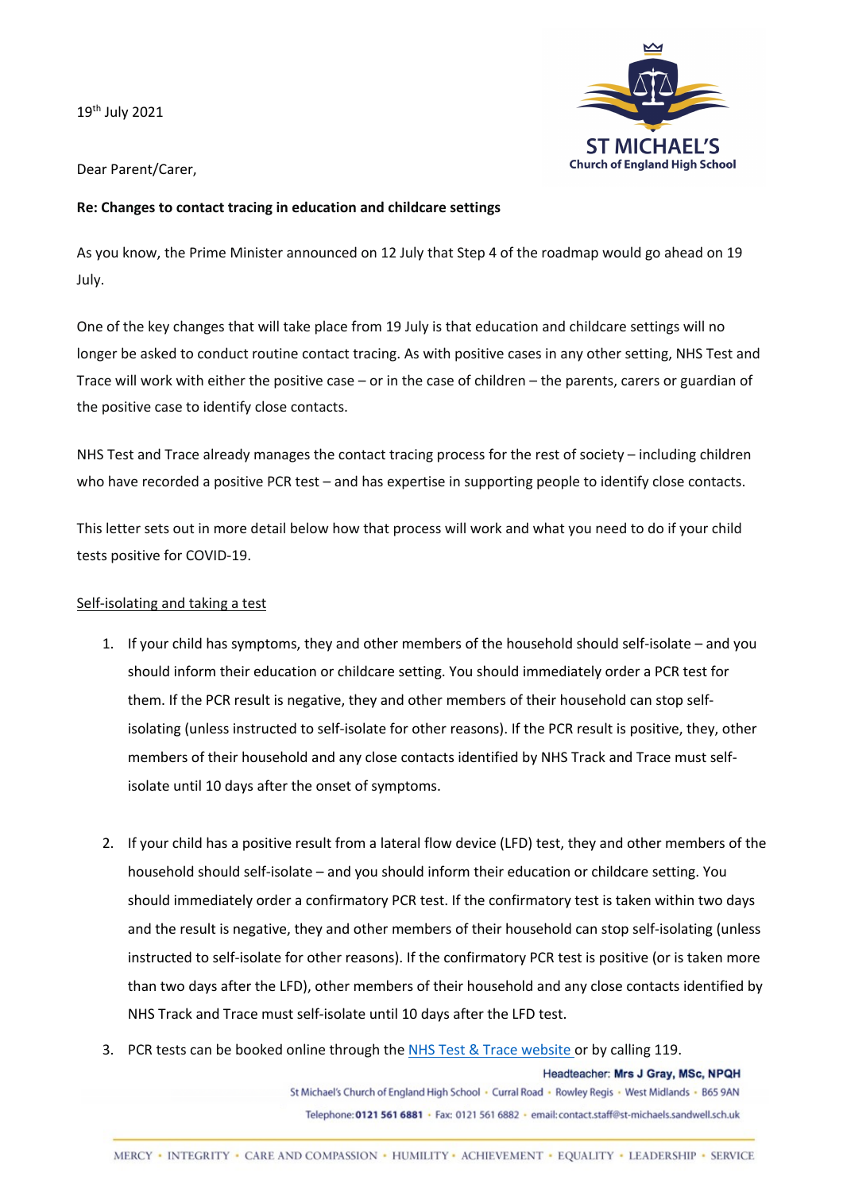19th July 2021

**ST MICHAEL'S**
**Church of England High School**

Dear Parent/Carer,

**Re: Changes to contact tracing in education and childcare settings**

As you know, the Prime Minister announced on 12 July that Step 4 of the roadmap would go ahead on 19 July.

One of the key changes that will take place from 19 July is that education and childcare settings will no longer be asked to conduct routine contact tracing. As with positive cases in any other setting, NHS Test and Trace will work with either the positive case – or in the case of children – the parents, carers or guardian of the positive case to identify close contacts.

NHS Test and Trace already manages the contact tracing process for the rest of society – including children who have recorded a positive PCR test – and has expertise in supporting people to identify close contacts.

This letter sets out in more detail below how that process will work and what you need to do if your child tests positive for COVID-19.

Self-isolating and taking a test

1. If your child has symptoms, they and other members of the household should self-isolate – and you should inform their education or childcare setting. You should immediately order a PCR test for them. If the PCR result is negative, they and other members of their household can stop self-isolating (unless instructed to self-isolate for other reasons). If the PCR result is positive, they, other members of their household and any close contacts identified by NHS Track and Trace must self-isolate until 10 days after the onset of symptoms.

2. If your child has a positive result from a lateral flow device (LFD) test, they and other members of the household should self-isolate – and you should inform their education or childcare setting. You should immediately order a confirmatory PCR test. If the confirmatory test is taken within two days and the result is negative, they and other members of their household can stop self-isolating (unless instructed to self-isolate for other reasons). If the confirmatory PCR test is positive (or is taken more than two days after the LFD), other members of their household and any close contacts identified by NHS Track and Trace must self-isolate until 10 days after the LFD test.

3. PCR tests can be booked online through the NHS Test & Trace website or by calling 119.

Headteacher: **Mrs J Gray, MSc, NPQH**

St Michael's Church of England High School • Curral Road • Rowley Regis • West Midlands • B65 9AN

Telephone: **0121 561 6881** • Fax: 0121 561 6882 • email: contact.staff@st-michaels.sandwell.sch.uk

MERCY • INTEGRITY • CARE AND COMPASSION • HUMILITY • ACHIEVEMENT • EQUALITY • LEADERSHIP • SERVICE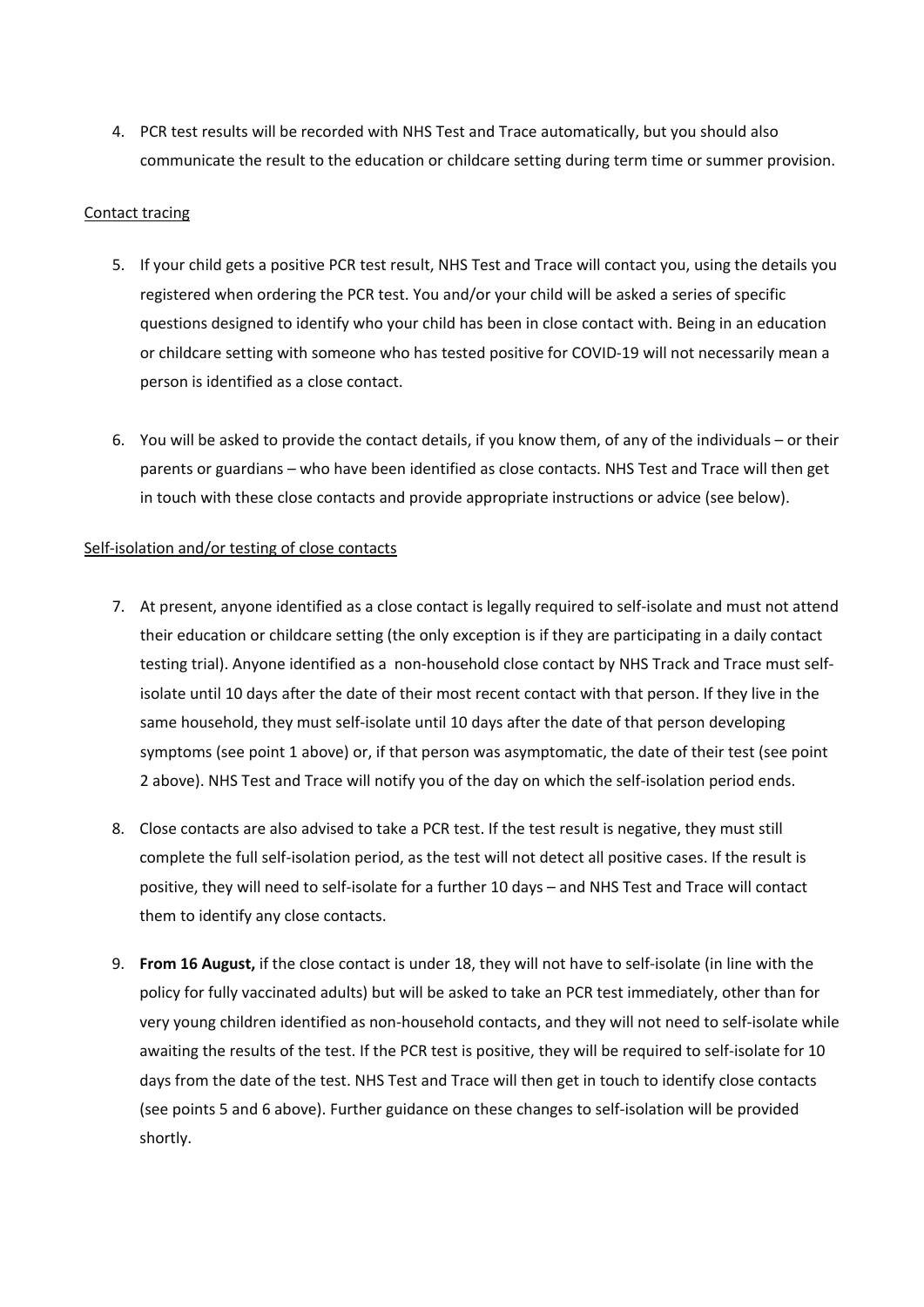4. PCR test results will be recorded with NHS Test and Trace automatically, but you should also communicate the result to the education or childcare setting during term time or summer provision.

<u>Contact tracing</u>

5. If your child gets a positive PCR test result, NHS Test and Trace will contact you, using the details you registered when ordering the PCR test. You and/or your child will be asked a series of specific questions designed to identify who your child has been in close contact with. Being in an education or childcare setting with someone who has tested positive for COVID-19 will not necessarily mean a person is identified as a close contact.

6. You will be asked to provide the contact details, if you know them, of any of the individuals – or their parents or guardians – who have been identified as close contacts. NHS Test and Trace will then get in touch with these close contacts and provide appropriate instructions or advice (see below).

<u>Self-isolation and/or testing of close contacts</u>

7. At present, anyone identified as a close contact is legally required to self-isolate and must not attend their education or childcare setting (the only exception is if they are participating in a daily contact testing trial). Anyone identified as a non-household close contact by NHS Track and Trace must self-isolate until 10 days after the date of their most recent contact with that person. If they live in the same household, they must self-isolate until 10 days after the date of that person developing symptoms (see point 1 above) or, if that person was asymptomatic, the date of their test (see point 2 above). NHS Test and Trace will notify you of the day on which the self-isolation period ends.

8. Close contacts are also advised to take a PCR test. If the test result is negative, they must still complete the full self-isolation period, as the test will not detect all positive cases. If the result is positive, they will need to self-isolate for a further 10 days – and NHS Test and Trace will contact them to identify any close contacts.

9. **From 16 August,** if the close contact is under 18, they will not have to self-isolate (in line with the policy for fully vaccinated adults) but will be asked to take an PCR test immediately, other than for very young children identified as non-household contacts, and they will not need to self-isolate while awaiting the results of the test. If the PCR test is positive, they will be required to self-isolate for 10 days from the date of the test. NHS Test and Trace will then get in touch to identify close contacts (see points 5 and 6 above). Further guidance on these changes to self-isolation will be provided shortly.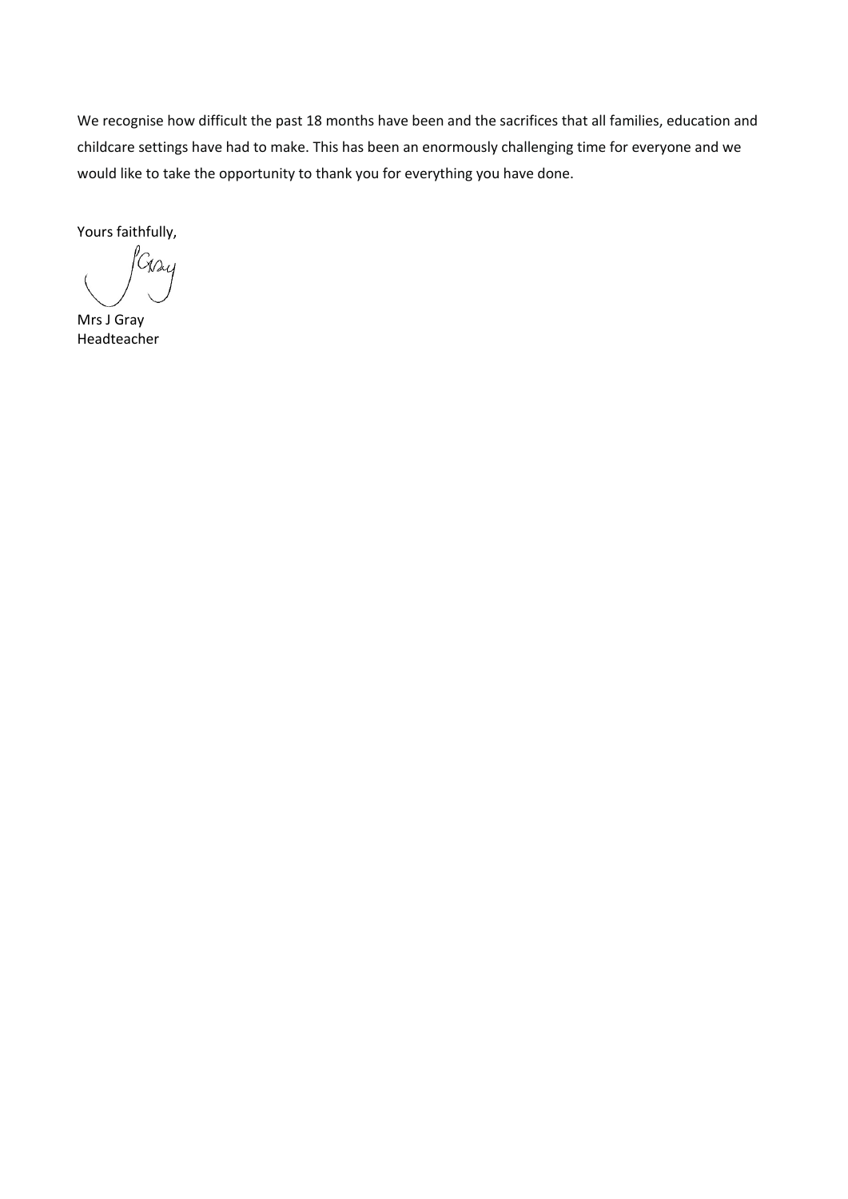We recognise how difficult the past 18 months have been and the sacrifices that all families, education and childcare settings have had to make. This has been an enormously challenging time for everyone and we would like to take the opportunity to thank you for everything you have done.

Yours faithfully,

Mrs J Gray
Headteacher